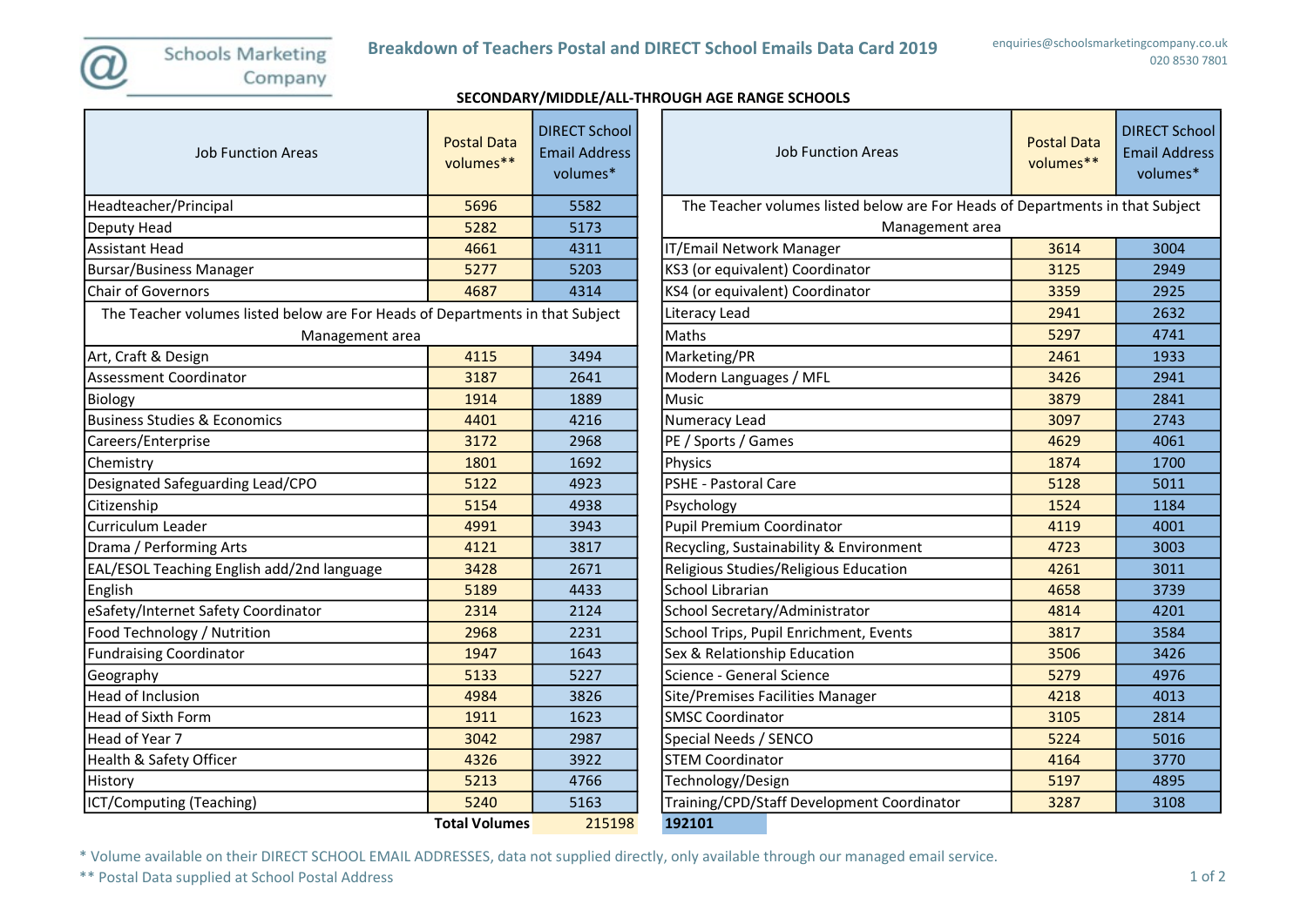# Breakdown of Teachers Postal and DIRECT School Emails Data Card 2019

Schools Marketing Company

enquiries@schoolsmarketingcompany.co.uk
020 8530 7801

## SECONDARY/MIDDLE/ALL-THROUGH AGE RANGE SCHOOLS

| Job Function Areas | Postal Data volumes** | DIRECT School Email Address volumes* |
|---|---|---|
| Headteacher/Principal | 5696 | 5582 |
| Deputy Head | 5282 | 5173 |
| Assistant Head | 4661 | 4311 |
| Bursar/Business Manager | 5277 | 5203 |
| Chair of Governors | 4687 | 4314 |
| The Teacher volumes listed below are For Heads of Departments in that Subject Management area | | |
| Art, Craft & Design | 4115 | 3494 |
| Assessment Coordinator | 3187 | 2641 |
| Biology | 1914 | 1889 |
| Business Studies & Economics | 4401 | 4216 |
| Careers/Enterprise | 3172 | 2968 |
| Chemistry | 1801 | 1692 |
| Designated Safeguarding Lead/CPO | 5122 | 4923 |
| Citizenship | 5154 | 4938 |
| Curriculum Leader | 4991 | 3943 |
| Drama / Performing Arts | 4121 | 3817 |
| EAL/ESOL Teaching English add/2nd language | 3428 | 2671 |
| English | 5189 | 4433 |
| eSafety/Internet Safety Coordinator | 2314 | 2124 |
| Food Technology / Nutrition | 2968 | 2231 |
| Fundraising Coordinator | 1947 | 1643 |
| Geography | 5133 | 5227 |
| Head of Inclusion | 4984 | 3826 |
| Head of Sixth Form | 1911 | 1623 |
| Head of Year 7 | 3042 | 2987 |
| Health & Safety Officer | 4326 | 3922 |
| History | 5213 | 4766 |
| ICT/Computing (Teaching) | 5240 | 5163 |

| Job Function Areas | Postal Data volumes** | DIRECT School Email Address volumes* |
|---|---|---|
| The Teacher volumes listed below are For Heads of Departments in that Subject Management area | | |
| IT/Email Network Manager | 3614 | 3004 |
| KS3 (or equivalent) Coordinator | 3125 | 2949 |
| KS4 (or equivalent) Coordinator | 3359 | 2925 |
| Literacy Lead | 2941 | 2632 |
| Maths | 5297 | 4741 |
| Marketing/PR | 2461 | 1933 |
| Modern Languages / MFL | 3426 | 2941 |
| Music | 3879 | 2841 |
| Numeracy Lead | 3097 | 2743 |
| PE / Sports / Games | 4629 | 4061 |
| Physics | 1874 | 1700 |
| PSHE - Pastoral Care | 5128 | 5011 |
| Psychology | 1524 | 1184 |
| Pupil Premium Coordinator | 4119 | 4001 |
| Recycling, Sustainability & Environment | 4723 | 3003 |
| Religious Studies/Religious Education | 4261 | 3011 |
| School Librarian | 4658 | 3739 |
| School Secretary/Administrator | 4814 | 4201 |
| School Trips, Pupil Enrichment, Events | 3817 | 3584 |
| Sex & Relationship Education | 3506 | 3426 |
| Science - General Science | 5279 | 4976 |
| Site/Premises Facilities Manager | 4218 | 4013 |
| SMSC Coordinator | 3105 | 2814 |
| Special Needs / SENCO | 5224 | 5016 |
| STEM Coordinator | 4164 | 3770 |
| Technology/Design | 5197 | 4895 |
| Training/CPD/Staff Development Coordinator | 3287 | 3108 |

**Total Volumes** — Postal Data: 215198 — DIRECT School Email: **192101**

* Volume available on their DIRECT SCHOOL EMAIL ADDRESSES, data not supplied directly, only available through our managed email service.

** Postal Data supplied at School Postal Address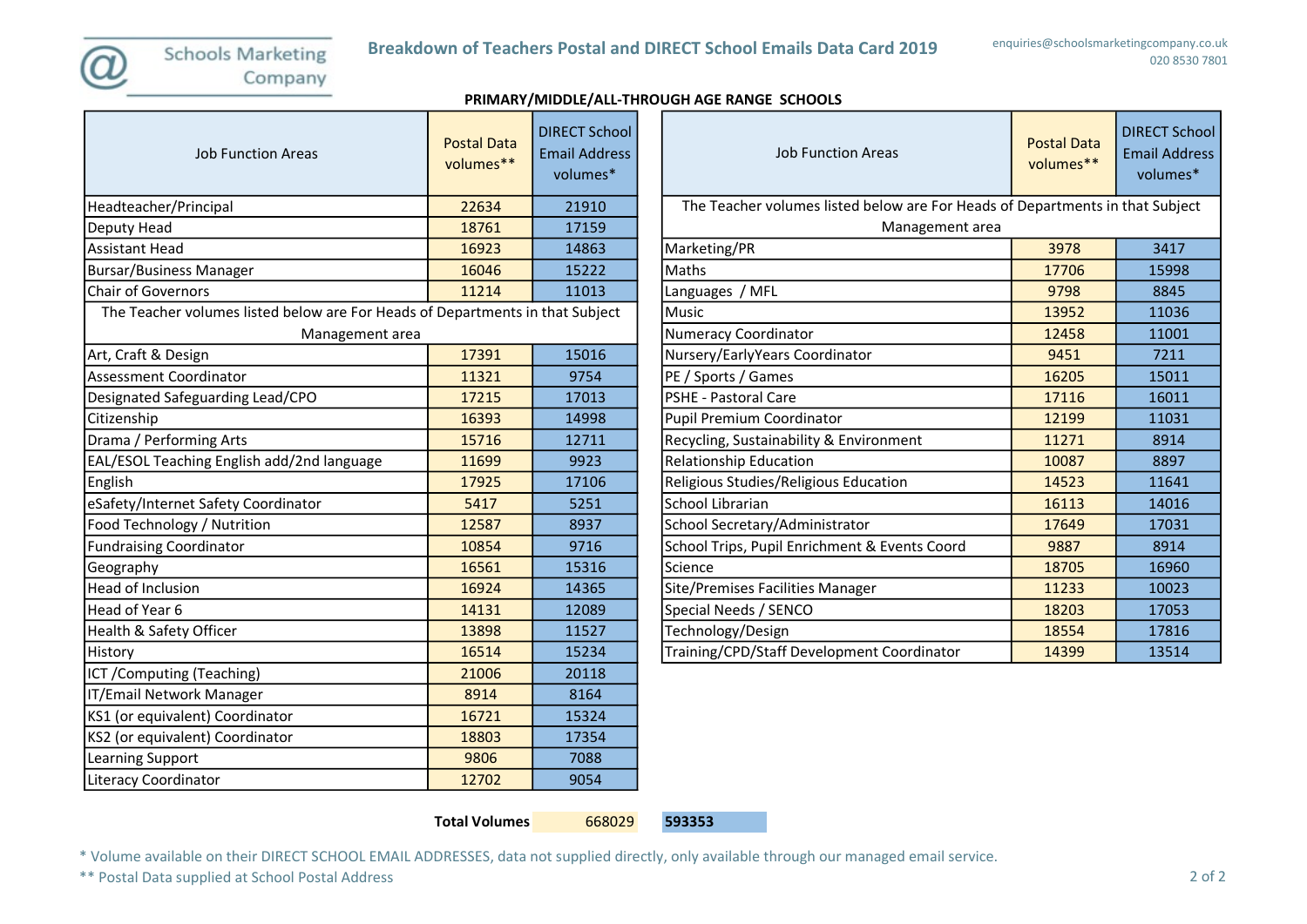Schools Marketing Company

# Breakdown of Teachers Postal and DIRECT School Emails Data Card 2019

enquiries@schoolsmarketingcompany.co.uk
020 8530 7801

## PRIMARY/MIDDLE/ALL-THROUGH AGE RANGE SCHOOLS

| Job Function Areas | Postal Data volumes** | DIRECT School Email Address volumes* |
|---|---|---|
| Headteacher/Principal | 22634 | 21910 |
| Deputy Head | 18761 | 17159 |
| Assistant Head | 16923 | 14863 |
| Bursar/Business Manager | 16046 | 15222 |
| Chair of Governors | 11214 | 11013 |
| The Teacher volumes listed below are For Heads of Departments in that Subject Management area | | |
| Art, Craft & Design | 17391 | 15016 |
| Assessment Coordinator | 11321 | 9754 |
| Designated Safeguarding Lead/CPO | 17215 | 17013 |
| Citizenship | 16393 | 14998 |
| Drama / Performing Arts | 15716 | 12711 |
| EAL/ESOL Teaching English add/2nd language | 11699 | 9923 |
| English | 17925 | 17106 |
| eSafety/Internet Safety Coordinator | 5417 | 5251 |
| Food Technology / Nutrition | 12587 | 8937 |
| Fundraising Coordinator | 10854 | 9716 |
| Geography | 16561 | 15316 |
| Head of Inclusion | 16924 | 14365 |
| Head of Year 6 | 14131 | 12089 |
| Health & Safety Officer | 13898 | 11527 |
| History | 16514 | 15234 |
| ICT /Computing (Teaching) | 21006 | 20118 |
| IT/Email Network Manager | 8914 | 8164 |
| KS1 (or equivalent) Coordinator | 16721 | 15324 |
| KS2 (or equivalent) Coordinator | 18803 | 17354 |
| Learning Support | 9806 | 7088 |
| Literacy Coordinator | 12702 | 9054 |

| Job Function Areas | Postal Data volumes** | DIRECT School Email Address volumes* |
|---|---|---|
| The Teacher volumes listed below are For Heads of Departments in that Subject Management area | | |
| Marketing/PR | 3978 | 3417 |
| Maths | 17706 | 15998 |
| Languages / MFL | 9798 | 8845 |
| Music | 13952 | 11036 |
| Numeracy Coordinator | 12458 | 11001 |
| Nursery/EarlyYears Coordinator | 9451 | 7211 |
| PE / Sports / Games | 16205 | 15011 |
| PSHE - Pastoral Care | 17116 | 16011 |
| Pupil Premium Coordinator | 12199 | 11031 |
| Recycling, Sustainability & Environment | 11271 | 8914 |
| Relationship Education | 10087 | 8897 |
| Religious Studies/Religious Education | 14523 | 11641 |
| School Librarian | 16113 | 14016 |
| School Secretary/Administrator | 17649 | 17031 |
| School Trips, Pupil Enrichment & Events Coord | 9887 | 8914 |
| Science | 18705 | 16960 |
| Site/Premises Facilities Manager | 11233 | 10023 |
| Special Needs / SENCO | 18203 | 17053 |
| Technology/Design | 18554 | 17816 |
| Training/CPD/Staff Development Coordinator | 14399 | 13514 |

**Total Volumes** 668029 **593353**

\* Volume available on their DIRECT SCHOOL EMAIL ADDRESSES, data not supplied directly, only available through our managed email service.

** Postal Data supplied at School Postal Address